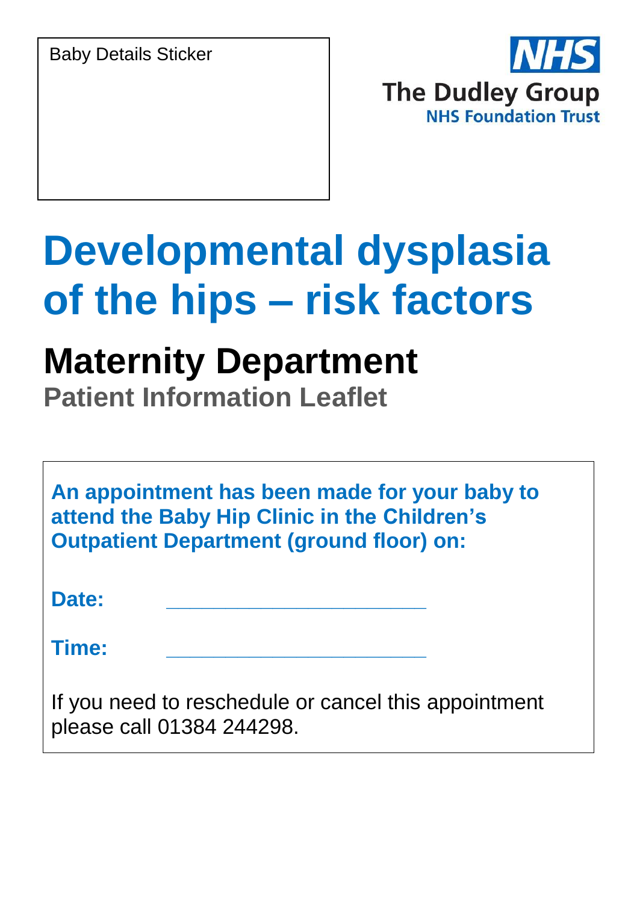Baby Details Sticker

The Dudley Group
NHS Foundation Trust

# Developmental dysplasia of the hips – risk factors

## Maternity Department

### Patient Information Leaflet

**An appointment has been made for your baby to attend the Baby Hip Clinic in the Children's Outpatient Department (ground floor) on:**

**Date:** ______________________

**Time:** ______________________

If you need to reschedule or cancel this appointment please call 01384 244298.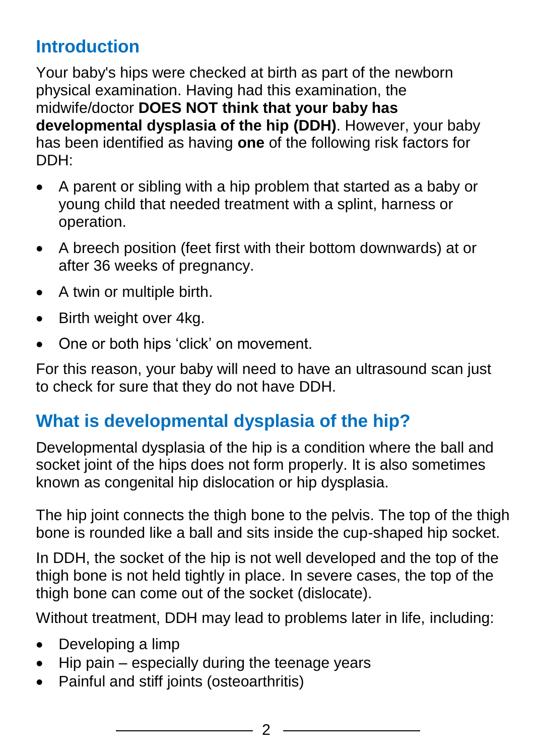## Introduction

Your baby's hips were checked at birth as part of the newborn physical examination. Having had this examination, the midwife/doctor **DOES NOT think that your baby has developmental dysplasia of the hip (DDH)**. However, your baby has been identified as having **one** of the following risk factors for DDH:

- A parent or sibling with a hip problem that started as a baby or young child that needed treatment with a splint, harness or operation.
- A breech position (feet first with their bottom downwards) at or after 36 weeks of pregnancy.
- A twin or multiple birth.
- Birth weight over 4kg.
- One or both hips 'click' on movement.

For this reason, your baby will need to have an ultrasound scan just to check for sure that they do not have DDH.

## What is developmental dysplasia of the hip?

Developmental dysplasia of the hip is a condition where the ball and socket joint of the hips does not form properly. It is also sometimes known as congenital hip dislocation or hip dysplasia.

The hip joint connects the thigh bone to the pelvis. The top of the thigh bone is rounded like a ball and sits inside the cup-shaped hip socket.

In DDH, the socket of the hip is not well developed and the top of the thigh bone is not held tightly in place. In severe cases, the top of the thigh bone can come out of the socket (dislocate).

Without treatment, DDH may lead to problems later in life, including:

- Developing a limp
- Hip pain – especially during the teenage years
- Painful and stiff joints (osteoarthritis)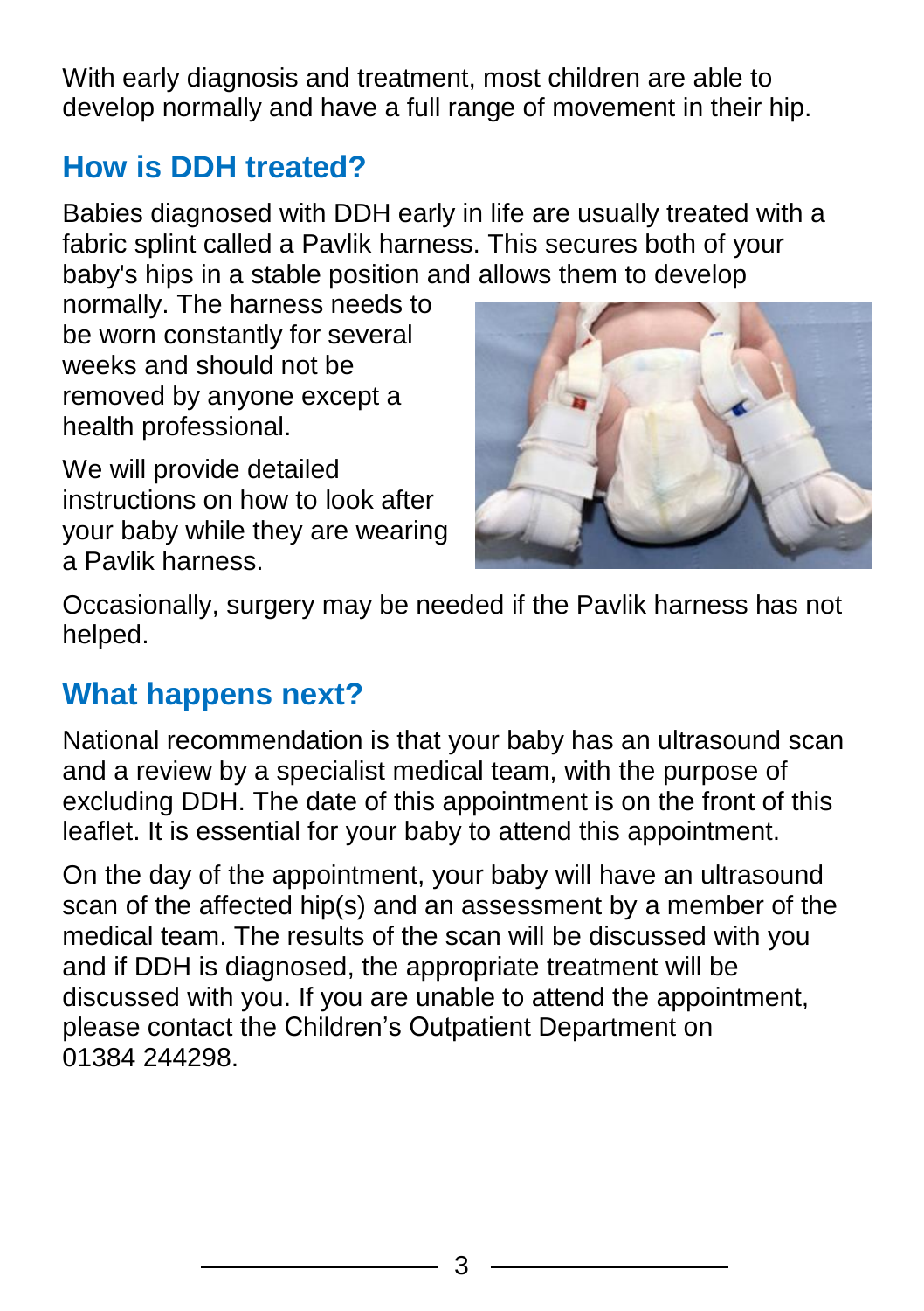With early diagnosis and treatment, most children are able to develop normally and have a full range of movement in their hip.

## How is DDH treated?

Babies diagnosed with DDH early in life are usually treated with a fabric splint called a Pavlik harness. This secures both of your baby's hips in a stable position and allows them to develop normally. The harness needs to be worn constantly for several weeks and should not be removed by anyone except a health professional.

We will provide detailed instructions on how to look after your baby while they are wearing a Pavlik harness.

Occasionally, surgery may be needed if the Pavlik harness has not helped.

## What happens next?

National recommendation is that your baby has an ultrasound scan and a review by a specialist medical team, with the purpose of excluding DDH. The date of this appointment is on the front of this leaflet. It is essential for your baby to attend this appointment.

On the day of the appointment, your baby will have an ultrasound scan of the affected hip(s) and an assessment by a member of the medical team. The results of the scan will be discussed with you and if DDH is diagnosed, the appropriate treatment will be discussed with you. If you are unable to attend the appointment, please contact the Children's Outpatient Department on 01384 244298.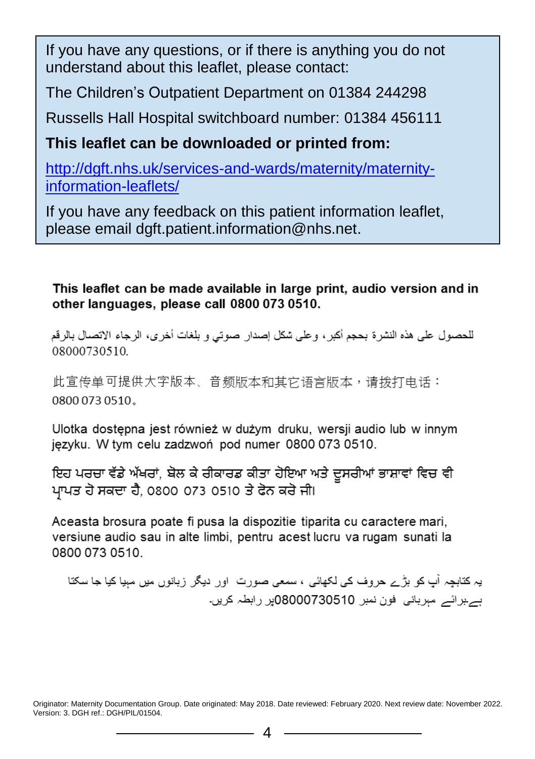If you have any questions, or if there is anything you do not understand about this leaflet, please contact:

The Children's Outpatient Department on 01384 244298

Russells Hall Hospital switchboard number: 01384 456111

**This leaflet can be downloaded or printed from:**

http://dgft.nhs.uk/services-and-wards/maternity/maternity-information-leaflets/

If you have any feedback on this patient information leaflet, please email dgft.patient.information@nhs.net.

**This leaflet can be made available in large print, audio version and in other languages, please call 0800 073 0510.**

للحصول على هذه النشرة بحجم أكبر، وعلى شكل إصدار صوتي و بلغات أخرى، الرجاء الاتصال بالرقم 08000730510.

此宣传单可提供大字版本、音频版本和其它语言版本，请拨打电话：0800 073 0510。

Ulotka dostępna jest również w dużym druku, wersji audio lub w innym języku. W tym celu zadzwoń pod numer 0800 073 0510.

ਇਹ ਪਰਚਾ ਵੱਡੇ ਅੱਖਰਾਂ, ਬੋਲ ਕੇ ਰੀਕਾਰਡ ਕੀਤਾ ਹੋਇਆ ਅਤੇ ਦੂਸਰੀਆਂ ਭਾਸ਼ਾਵਾਂ ਵਿਚ ਵੀ ਪ੍ਰਾਪਤ ਹੋ ਸਕਦਾ ਹੈ, 0800 073 0510 ਤੇ ਫੋਨ ਕਰੋ ਜੀ।

Aceasta brosura poate fi pusa la dispozitie tiparita cu caractere mari, versiune audio sau in alte limbi, pentru acest lucru va rugam sunati la 0800 073 0510.

یہ کتابچہ آپ کو بڑے حروف کی لکھائی ، سمعی صورت اور دیگر زبانوں میں مہیا کیا جا سکتا ہے۔برائے مہربانی فون نمبر 08000730510پر رابطہ کریں۔

Originator: Maternity Documentation Group. Date originated: May 2018. Date reviewed: February 2020. Next review date: November 2022. Version: 3. DGH ref.: DGH/PIL/01504.